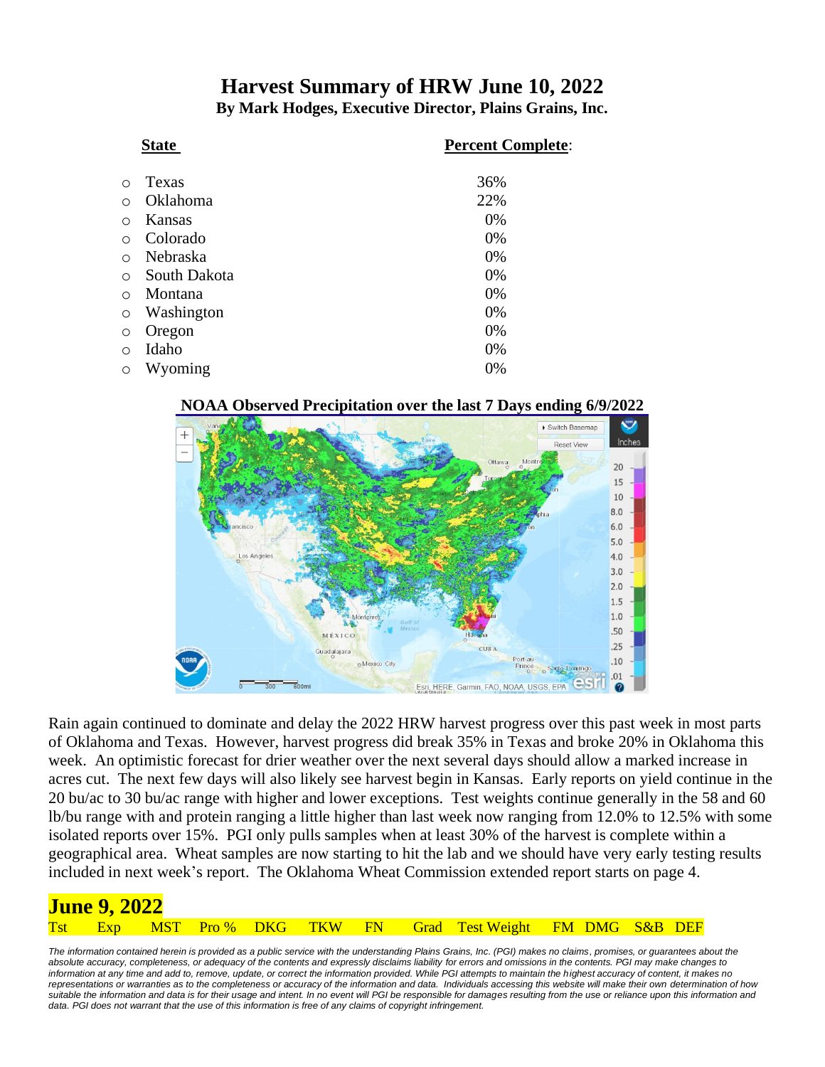# Harvest Summary of HRW June 10, 2022

**By Mark Hodges, Executive Director, Plains Grains, Inc.**

| State | Percent Complete: |
|---|---|
| Texas | 36% |
| Oklahoma | 22% |
| Kansas | 0% |
| Colorado | 0% |
| Nebraska | 0% |
| South Dakota | 0% |
| Montana | 0% |
| Washington | 0% |
| Oregon | 0% |
| Idaho | 0% |
| Wyoming | 0% |

**NOAA Observed Precipitation over the last 7 Days ending 6/9/2022**

Rain again continued to dominate and delay the 2022 HRW harvest progress over this past week in most parts of Oklahoma and Texas. However, harvest progress did break 35% in Texas and broke 20% in Oklahoma this week. An optimistic forecast for drier weather over the next several days should allow a marked increase in acres cut. The next few days will also likely see harvest begin in Kansas. Early reports on yield continue in the 20 bu/ac to 30 bu/ac range with higher and lower exceptions. Test weights continue generally in the 58 and 60 lb/bu range with and protein ranging a little higher than last week now ranging from 12.0% to 12.5% with some isolated reports over 15%. PGI only pulls samples when at least 30% of the harvest is complete within a geographical area. Wheat samples are now starting to hit the lab and we should have very early testing results included in next week's report. The Oklahoma Wheat Commission extended report starts on page 4.

## June 9, 2022

| Tst | Exp | MST | Pro % | DKG | TKW | FN | Grad | Test Weight | FM | DMG | S&B | DEF |
|---|---|---|---|---|---|---|---|---|---|---|---|---|

*The information contained herein is provided as a public service with the understanding Plains Grains, Inc. (PGI) makes no claims, promises, or guarantees about the absolute accuracy, completeness, or adequacy of the contents and expressly disclaims liability for errors and omissions in the contents. PGI may make changes to information at any time and add to, remove, update, or correct the information provided. While PGI attempts to maintain the highest accuracy of content, it makes no representations or warranties as to the completeness or accuracy of the information and data. Individuals accessing this website will make their own determination of how suitable the information and data is for their usage and intent. In no event will PGI be responsible for damages resulting from the use or reliance upon this information and data. PGI does not warrant that the use of this information is free of any claims of copyright infringement.*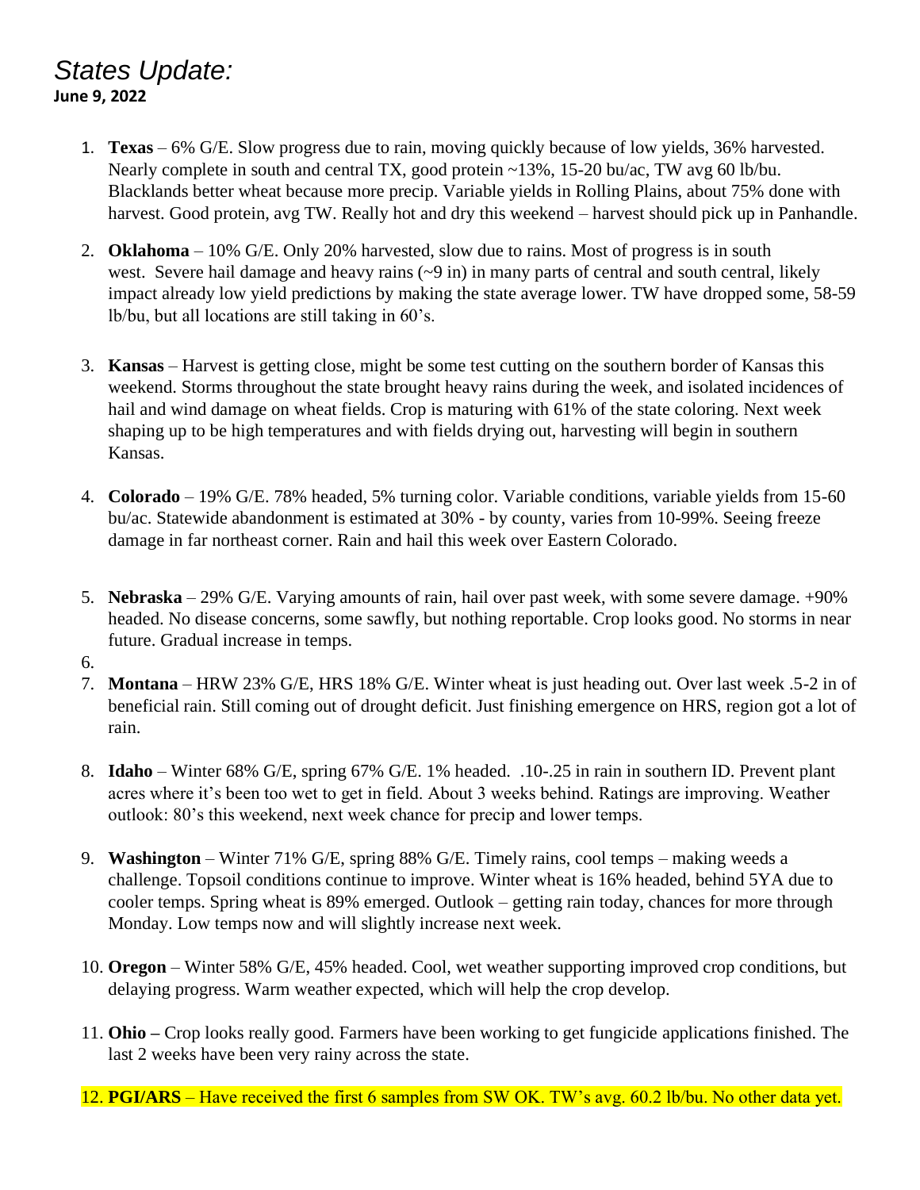# *States Update:*

**June 9, 2022**

1. **Texas** – 6% G/E. Slow progress due to rain, moving quickly because of low yields, 36% harvested. Nearly complete in south and central TX, good protein ~13%, 15-20 bu/ac, TW avg 60 lb/bu. Blacklands better wheat because more precip. Variable yields in Rolling Plains, about 75% done with harvest. Good protein, avg TW. Really hot and dry this weekend – harvest should pick up in Panhandle.

2. **Oklahoma** – 10% G/E. Only 20% harvested, slow due to rains. Most of progress is in south west. Severe hail damage and heavy rains (~9 in) in many parts of central and south central, likely impact already low yield predictions by making the state average lower. TW have dropped some, 58-59 lb/bu, but all locations are still taking in 60's.

3. **Kansas** – Harvest is getting close, might be some test cutting on the southern border of Kansas this weekend. Storms throughout the state brought heavy rains during the week, and isolated incidences of hail and wind damage on wheat fields. Crop is maturing with 61% of the state coloring. Next week shaping up to be high temperatures and with fields drying out, harvesting will begin in southern Kansas.

4. **Colorado** – 19% G/E. 78% headed, 5% turning color. Variable conditions, variable yields from 15-60 bu/ac. Statewide abandonment is estimated at 30% - by county, varies from 10-99%. Seeing freeze damage in far northeast corner. Rain and hail this week over Eastern Colorado.

5. **Nebraska** – 29% G/E. Varying amounts of rain, hail over past week, with some severe damage. +90% headed. No disease concerns, some sawfly, but nothing reportable. Crop looks good. No storms in near future. Gradual increase in temps.

6.

7. **Montana** – HRW 23% G/E, HRS 18% G/E. Winter wheat is just heading out. Over last week .5-2 in of beneficial rain. Still coming out of drought deficit. Just finishing emergence on HRS, region got a lot of rain.

8. **Idaho** – Winter 68% G/E, spring 67% G/E. 1% headed. .10-.25 in rain in southern ID. Prevent plant acres where it's been too wet to get in field. About 3 weeks behind. Ratings are improving. Weather outlook: 80's this weekend, next week chance for precip and lower temps.

9. **Washington** – Winter 71% G/E, spring 88% G/E. Timely rains, cool temps – making weeds a challenge. Topsoil conditions continue to improve. Winter wheat is 16% headed, behind 5YA due to cooler temps. Spring wheat is 89% emerged. Outlook – getting rain today, chances for more through Monday. Low temps now and will slightly increase next week.

10. **Oregon** – Winter 58% G/E, 45% headed. Cool, wet weather supporting improved crop conditions, but delaying progress. Warm weather expected, which will help the crop develop.

11. **Ohio –** Crop looks really good. Farmers have been working to get fungicide applications finished. The last 2 weeks have been very rainy across the state.

12. **PGI/ARS** – Have received the first 6 samples from SW OK. TW's avg. 60.2 lb/bu. No other data yet.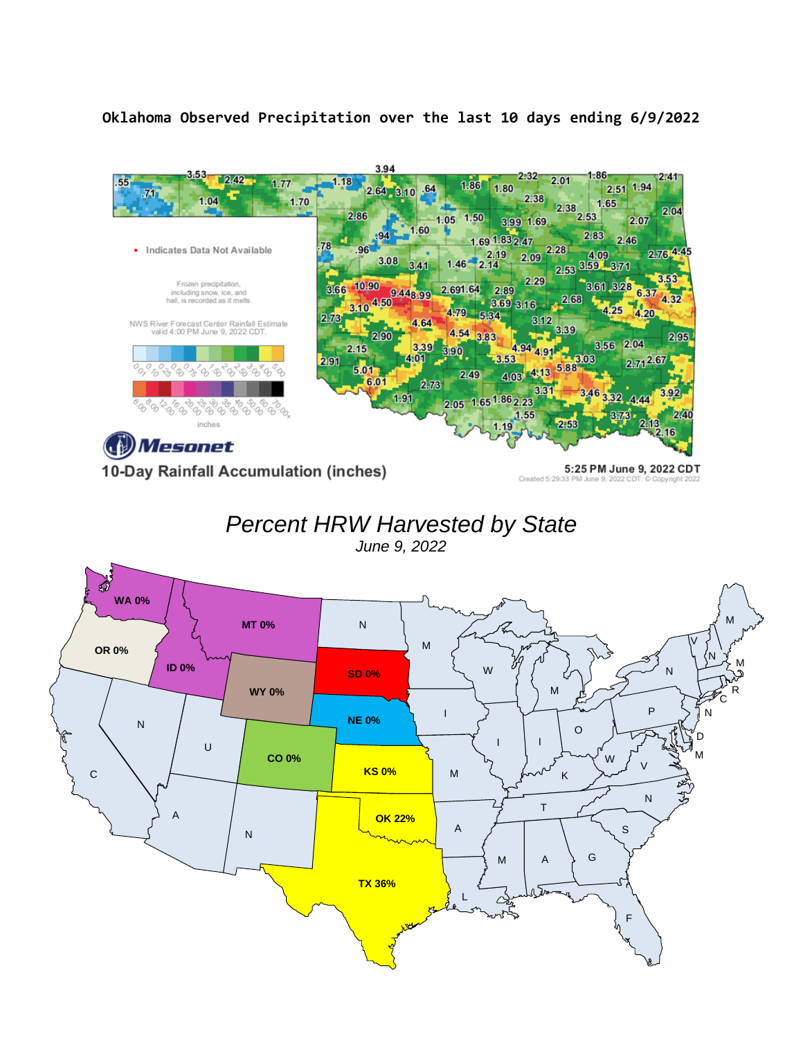Oklahoma Observed Precipitation over the last 10 days ending 6/9/2022

Percent HRW Harvested by State

June 9, 2022

| State | Percent Harvested |
| --- | --- |
| WA | 0% |
| OR | 0% |
| ID | 0% |
| MT | 0% |
| WY | 0% |
| SD | 0% |
| NE | 0% |
| CO | 0% |
| KS | 0% |
| OK | 22% |
| TX | 36% |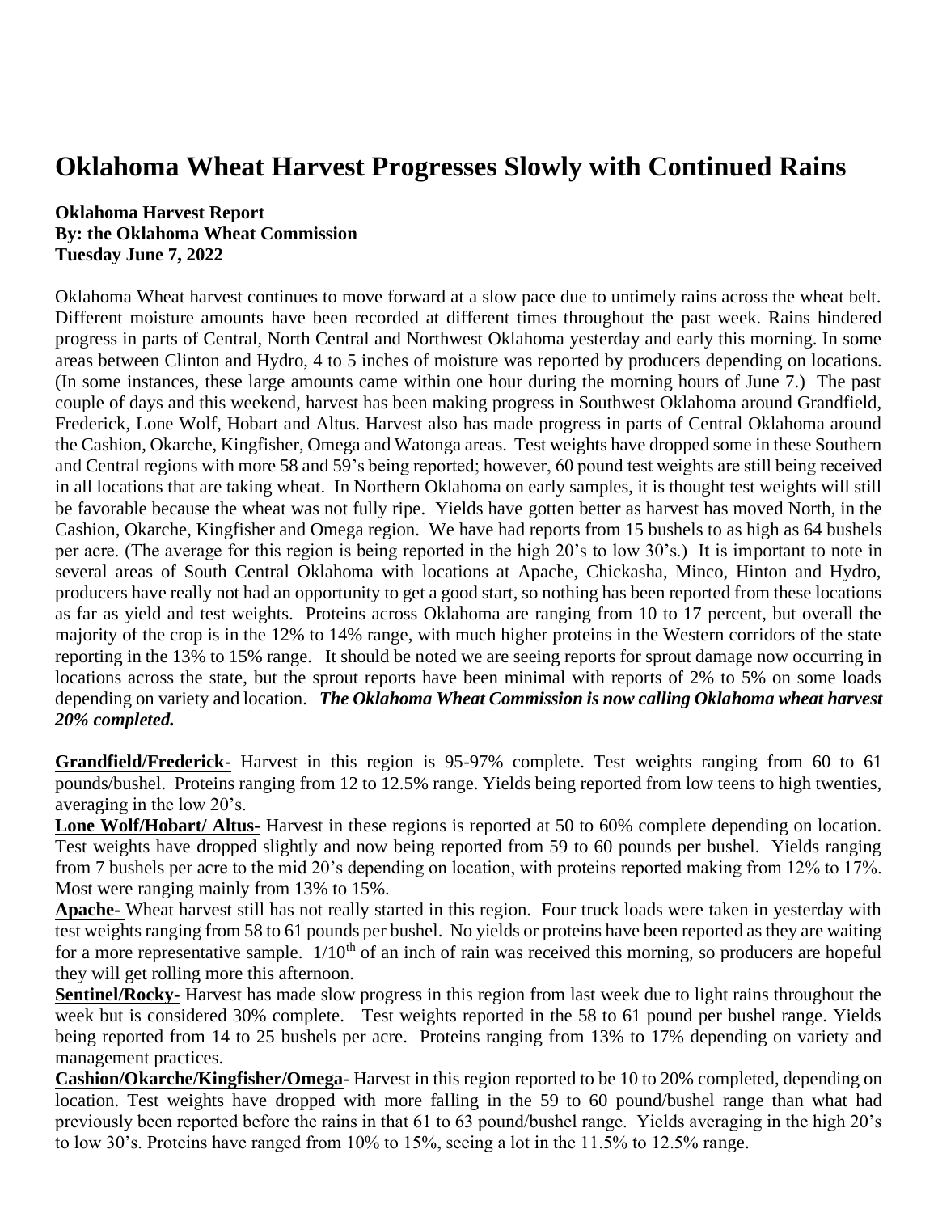# Oklahoma Wheat Harvest Progresses Slowly with Continued Rains

**Oklahoma Harvest Report**
**By: the Oklahoma Wheat Commission**
**Tuesday June 7, 2022**

Oklahoma Wheat harvest continues to move forward at a slow pace due to untimely rains across the wheat belt. Different moisture amounts have been recorded at different times throughout the past week. Rains hindered progress in parts of Central, North Central and Northwest Oklahoma yesterday and early this morning. In some areas between Clinton and Hydro, 4 to 5 inches of moisture was reported by producers depending on locations. (In some instances, these large amounts came within one hour during the morning hours of June 7.) The past couple of days and this weekend, harvest has been making progress in Southwest Oklahoma around Grandfield, Frederick, Lone Wolf, Hobart and Altus. Harvest also has made progress in parts of Central Oklahoma around the Cashion, Okarche, Kingfisher, Omega and Watonga areas. Test weights have dropped some in these Southern and Central regions with more 58 and 59's being reported; however, 60 pound test weights are still being received in all locations that are taking wheat. In Northern Oklahoma on early samples, it is thought test weights will still be favorable because the wheat was not fully ripe. Yields have gotten better as harvest has moved North, in the Cashion, Okarche, Kingfisher and Omega region. We have had reports from 15 bushels to as high as 64 bushels per acre. (The average for this region is being reported in the high 20's to low 30's.) It is important to note in several areas of South Central Oklahoma with locations at Apache, Chickasha, Minco, Hinton and Hydro, producers have really not had an opportunity to get a good start, so nothing has been reported from these locations as far as yield and test weights. Proteins across Oklahoma are ranging from 10 to 17 percent, but overall the majority of the crop is in the 12% to 14% range, with much higher proteins in the Western corridors of the state reporting in the 13% to 15% range. It should be noted we are seeing reports for sprout damage now occurring in locations across the state, but the sprout reports have been minimal with reports of 2% to 5% on some loads depending on variety and location. ***The Oklahoma Wheat Commission is now calling Oklahoma wheat harvest 20% completed.***

**Grandfield/Frederick-** Harvest in this region is 95-97% complete. Test weights ranging from 60 to 61 pounds/bushel. Proteins ranging from 12 to 12.5% range. Yields being reported from low teens to high twenties, averaging in the low 20's.

**Lone Wolf/Hobart/ Altus-** Harvest in these regions is reported at 50 to 60% complete depending on location. Test weights have dropped slightly and now being reported from 59 to 60 pounds per bushel. Yields ranging from 7 bushels per acre to the mid 20's depending on location, with proteins reported making from 12% to 17%. Most were ranging mainly from 13% to 15%.

**Apache-** Wheat harvest still has not really started in this region. Four truck loads were taken in yesterday with test weights ranging from 58 to 61 pounds per bushel. No yields or proteins have been reported as they are waiting for a more representative sample. 1/10th of an inch of rain was received this morning, so producers are hopeful they will get rolling more this afternoon.

**Sentinel/Rocky-** Harvest has made slow progress in this region from last week due to light rains throughout the week but is considered 30% complete. Test weights reported in the 58 to 61 pound per bushel range. Yields being reported from 14 to 25 bushels per acre. Proteins ranging from 13% to 17% depending on variety and management practices.

**Cashion/Okarche/Kingfisher/Omega-** Harvest in this region reported to be 10 to 20% completed, depending on location. Test weights have dropped with more falling in the 59 to 60 pound/bushel range than what had previously been reported before the rains in that 61 to 63 pound/bushel range. Yields averaging in the high 20's to low 30's. Proteins have ranged from 10% to 15%, seeing a lot in the 11.5% to 12.5% range.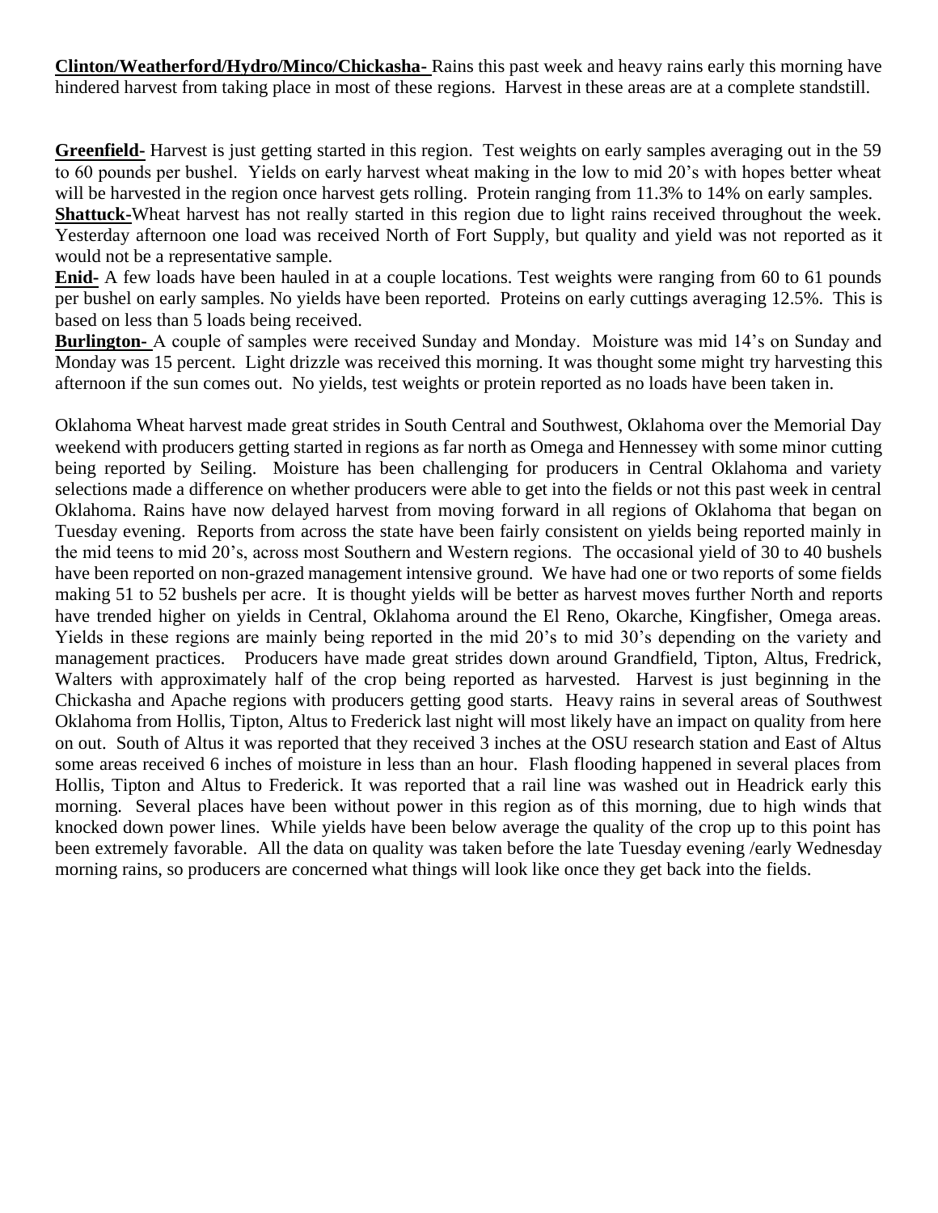**Clinton/Weatherford/Hydro/Minco/Chickasha-** Rains this past week and heavy rains early this morning have hindered harvest from taking place in most of these regions. Harvest in these areas are at a complete standstill.

**Greenfield-** Harvest is just getting started in this region. Test weights on early samples averaging out in the 59 to 60 pounds per bushel. Yields on early harvest wheat making in the low to mid 20's with hopes better wheat will be harvested in the region once harvest gets rolling. Protein ranging from 11.3% to 14% on early samples.

**Shattuck-**Wheat harvest has not really started in this region due to light rains received throughout the week. Yesterday afternoon one load was received North of Fort Supply, but quality and yield was not reported as it would not be a representative sample.

**Enid-** A few loads have been hauled in at a couple locations. Test weights were ranging from 60 to 61 pounds per bushel on early samples. No yields have been reported. Proteins on early cuttings averaging 12.5%. This is based on less than 5 loads being received.

**Burlington-** A couple of samples were received Sunday and Monday. Moisture was mid 14's on Sunday and Monday was 15 percent. Light drizzle was received this morning. It was thought some might try harvesting this afternoon if the sun comes out. No yields, test weights or protein reported as no loads have been taken in.

Oklahoma Wheat harvest made great strides in South Central and Southwest, Oklahoma over the Memorial Day weekend with producers getting started in regions as far north as Omega and Hennessey with some minor cutting being reported by Seiling. Moisture has been challenging for producers in Central Oklahoma and variety selections made a difference on whether producers were able to get into the fields or not this past week in central Oklahoma. Rains have now delayed harvest from moving forward in all regions of Oklahoma that began on Tuesday evening. Reports from across the state have been fairly consistent on yields being reported mainly in the mid teens to mid 20's, across most Southern and Western regions. The occasional yield of 30 to 40 bushels have been reported on non-grazed management intensive ground. We have had one or two reports of some fields making 51 to 52 bushels per acre. It is thought yields will be better as harvest moves further North and reports have trended higher on yields in Central, Oklahoma around the El Reno, Okarche, Kingfisher, Omega areas. Yields in these regions are mainly being reported in the mid 20's to mid 30's depending on the variety and management practices. Producers have made great strides down around Grandfield, Tipton, Altus, Fredrick, Walters with approximately half of the crop being reported as harvested. Harvest is just beginning in the Chickasha and Apache regions with producers getting good starts. Heavy rains in several areas of Southwest Oklahoma from Hollis, Tipton, Altus to Frederick last night will most likely have an impact on quality from here on out. South of Altus it was reported that they received 3 inches at the OSU research station and East of Altus some areas received 6 inches of moisture in less than an hour. Flash flooding happened in several places from Hollis, Tipton and Altus to Frederick. It was reported that a rail line was washed out in Headrick early this morning. Several places have been without power in this region as of this morning, due to high winds that knocked down power lines. While yields have been below average the quality of the crop up to this point has been extremely favorable. All the data on quality was taken before the late Tuesday evening /early Wednesday morning rains, so producers are concerned what things will look like once they get back into the fields.